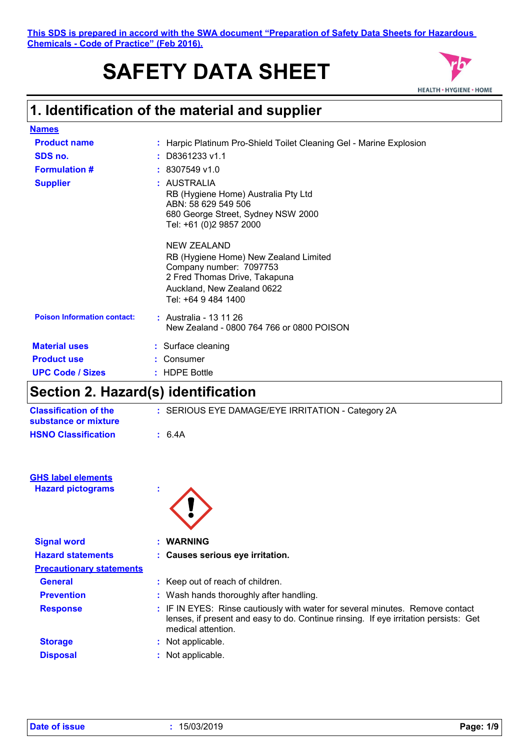This SDS is prepared in accord with the SWA document "Preparation of Safety Data Sheets for Hazardous Chemicals - Code of Practice" (Feb 2016).

# SAFETY DATA SHEET

## 1. Identification of the material and supplier

**Names**

| | |
|---|---|
| **Product name** | : Harpic Platinum Pro-Shield Toilet Cleaning Gel - Marine Explosion |
| **SDS no.** | : D8361233 v1.1 |
| **Formulation #** | : 8307549 v1.0 |
| **Supplier** | : AUSTRALIA<br>RB (Hygiene Home) Australia Pty Ltd<br>ABN: 58 629 549 506<br>680 George Street, Sydney NSW 2000<br>Tel: +61 (0)2 9857 2000<br><br>NEW ZEALAND<br>RB (Hygiene Home) New Zealand Limited<br>Company number: 7097753<br>2 Fred Thomas Drive, Takapuna<br>Auckland, New Zealand 0622<br>Tel: +64 9 484 1400 |
| **Poison Information contact:** | : Australia - 13 11 26<br>New Zealand - 0800 764 766 or 0800 POISON |
| **Material uses** | : Surface cleaning |
| **Product use** | : Consumer |
| **UPC Code / Sizes** | : HDPE Bottle |

## Section 2. Hazard(s) identification

| | |
|---|---|
| **Classification of the substance or mixture** | : SERIOUS EYE DAMAGE/EYE IRRITATION - Category 2A |
| **HSNO Classification** | : 6.4A |

**GHS label elements**

| | |
|---|---|
| **Hazard pictograms** | : |
| **Signal word** | : **WARNING** |
| **Hazard statements** | : **Causes serious eye irritation.** |

**Precautionary statements**

| | |
|---|---|
| **General** | : Keep out of reach of children. |
| **Prevention** | : Wash hands thoroughly after handling. |
| **Response** | : IF IN EYES: Rinse cautiously with water for several minutes. Remove contact lenses, if present and easy to do. Continue rinsing. If eye irritation persists: Get medical attention. |
| **Storage** | : Not applicable. |
| **Disposal** | : Not applicable. |

**Date of issue** : 15/03/2019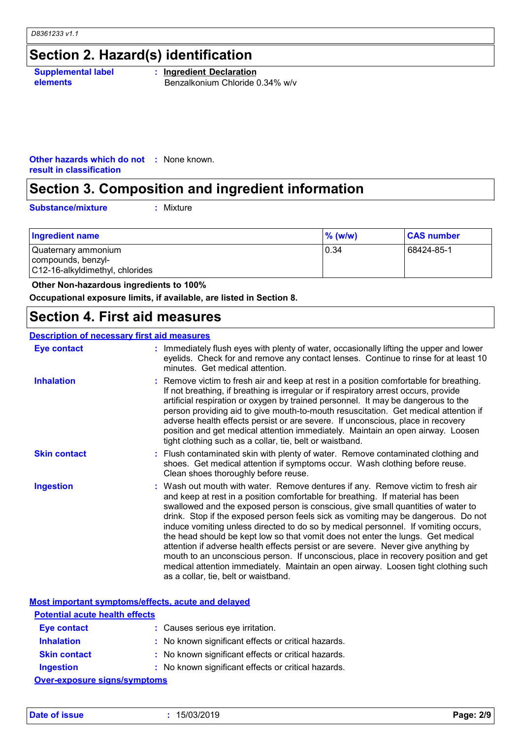## Section 2. Hazard(s) identification

**Supplemental label elements** : **Ingredient Declaration**
Benzalkonium Chloride 0.34% w/v

**Other hazards which do not result in classification** : None known.

## Section 3. Composition and ingredient information

**Substance/mixture** : Mixture

| Ingredient name | % (w/w) | CAS number |
|---|---|---|
| Quaternary ammonium compounds, benzyl-C12-16-alkyldimethyl, chlorides | 0.34 | 68424-85-1 |

**Other Non-hazardous ingredients to 100%**

**Occupational exposure limits, if available, are listed in Section 8.**

## Section 4. First aid measures

### Description of necessary first aid measures

**Eye contact** : Immediately flush eyes with plenty of water, occasionally lifting the upper and lower eyelids. Check for and remove any contact lenses. Continue to rinse for at least 10 minutes. Get medical attention.

**Inhalation** : Remove victim to fresh air and keep at rest in a position comfortable for breathing. If not breathing, if breathing is irregular or if respiratory arrest occurs, provide artificial respiration or oxygen by trained personnel. It may be dangerous to the person providing aid to give mouth-to-mouth resuscitation. Get medical attention if adverse health effects persist or are severe. If unconscious, place in recovery position and get medical attention immediately. Maintain an open airway. Loosen tight clothing such as a collar, tie, belt or waistband.

**Skin contact** : Flush contaminated skin with plenty of water. Remove contaminated clothing and shoes. Get medical attention if symptoms occur. Wash clothing before reuse. Clean shoes thoroughly before reuse.

**Ingestion** : Wash out mouth with water. Remove dentures if any. Remove victim to fresh air and keep at rest in a position comfortable for breathing. If material has been swallowed and the exposed person is conscious, give small quantities of water to drink. Stop if the exposed person feels sick as vomiting may be dangerous. Do not induce vomiting unless directed to do so by medical personnel. If vomiting occurs, the head should be kept low so that vomit does not enter the lungs. Get medical attention if adverse health effects persist or are severe. Never give anything by mouth to an unconscious person. If unconscious, place in recovery position and get medical attention immediately. Maintain an open airway. Loosen tight clothing such as a collar, tie, belt or waistband.

### Most important symptoms/effects, acute and delayed

#### Potential acute health effects

**Eye contact** : Causes serious eye irritation.

**Inhalation** : No known significant effects or critical hazards.

**Skin contact** : No known significant effects or critical hazards.

**Ingestion** : No known significant effects or critical hazards.

#### Over-exposure signs/symptoms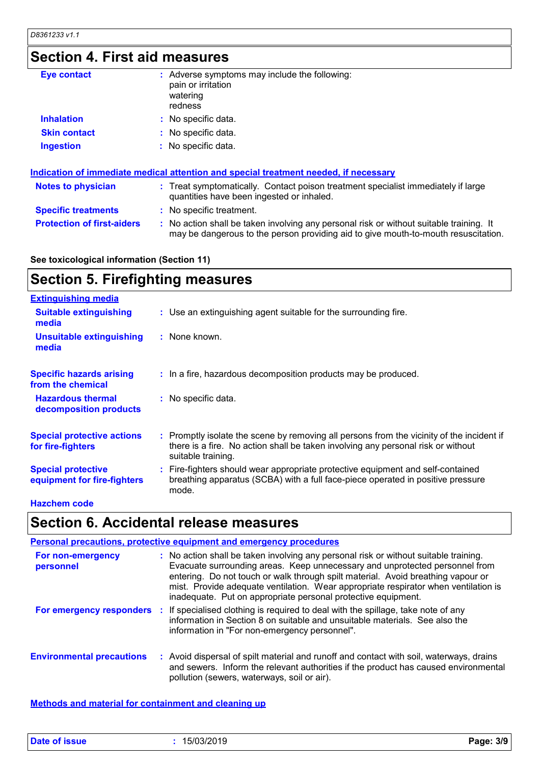## Section 4. First aid measures

**Eye contact** : Adverse symptoms may include the following:
pain or irritation
watering
redness

**Inhalation** : No specific data.

**Skin contact** : No specific data.

**Ingestion** : No specific data.

### Indication of immediate medical attention and special treatment needed, if necessary

**Notes to physician** : Treat symptomatically. Contact poison treatment specialist immediately if large quantities have been ingested or inhaled.

**Specific treatments** : No specific treatment.

**Protection of first-aiders** : No action shall be taken involving any personal risk or without suitable training. It may be dangerous to the person providing aid to give mouth-to-mouth resuscitation.

**See toxicological information (Section 11)**

## Section 5. Firefighting measures

### Extinguishing media

**Suitable extinguishing media** : Use an extinguishing agent suitable for the surrounding fire.

**Unsuitable extinguishing media** : None known.

**Specific hazards arising from the chemical** : In a fire, hazardous decomposition products may be produced.

**Hazardous thermal decomposition products** : No specific data.

**Special protective actions for fire-fighters** : Promptly isolate the scene by removing all persons from the vicinity of the incident if there is a fire. No action shall be taken involving any personal risk or without suitable training.

**Special protective equipment for fire-fighters** : Fire-fighters should wear appropriate protective equipment and self-contained breathing apparatus (SCBA) with a full face-piece operated in positive pressure mode.

**Hazchem code**

## Section 6. Accidental release measures

### Personal precautions, protective equipment and emergency procedures

**For non-emergency personnel** : No action shall be taken involving any personal risk or without suitable training. Evacuate surrounding areas. Keep unnecessary and unprotected personnel from entering. Do not touch or walk through spilt material. Avoid breathing vapour or mist. Provide adequate ventilation. Wear appropriate respirator when ventilation is inadequate. Put on appropriate personal protective equipment.

**For emergency responders** : If specialised clothing is required to deal with the spillage, take note of any information in Section 8 on suitable and unsuitable materials. See also the information in "For non-emergency personnel".

**Environmental precautions** : Avoid dispersal of spilt material and runoff and contact with soil, waterways, drains and sewers. Inform the relevant authorities if the product has caused environmental pollution (sewers, waterways, soil or air).

### Methods and material for containment and cleaning up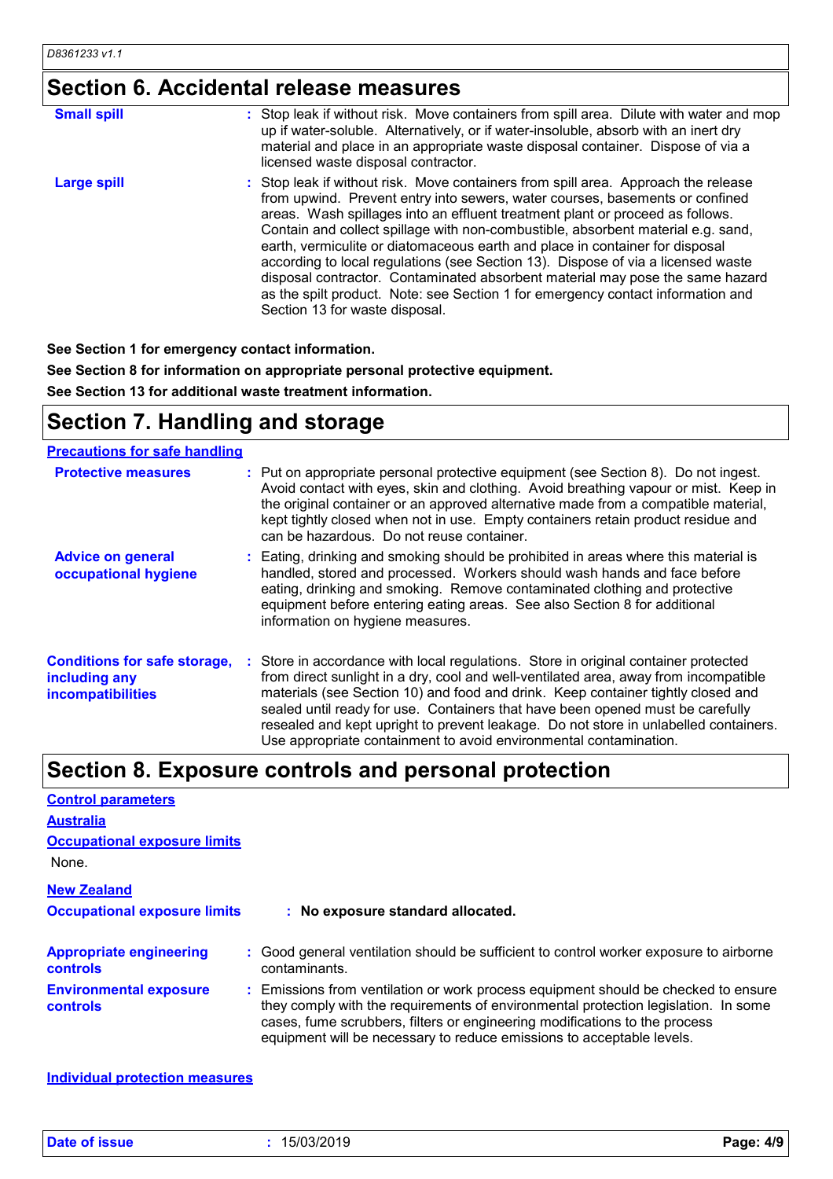## Section 6. Accidental release measures

**Small spill** : Stop leak if without risk. Move containers from spill area. Dilute with water and mop up if water-soluble. Alternatively, or if water-insoluble, absorb with an inert dry material and place in an appropriate waste disposal container. Dispose of via a licensed waste disposal contractor.

**Large spill** : Stop leak if without risk. Move containers from spill area. Approach the release from upwind. Prevent entry into sewers, water courses, basements or confined areas. Wash spillages into an effluent treatment plant or proceed as follows. Contain and collect spillage with non-combustible, absorbent material e.g. sand, earth, vermiculite or diatomaceous earth and place in container for disposal according to local regulations (see Section 13). Dispose of via a licensed waste disposal contractor. Contaminated absorbent material may pose the same hazard as the spilt product. Note: see Section 1 for emergency contact information and Section 13 for waste disposal.

**See Section 1 for emergency contact information.**

**See Section 8 for information on appropriate personal protective equipment.**

**See Section 13 for additional waste treatment information.**

## Section 7. Handling and storage

### Precautions for safe handling

**Protective measures** : Put on appropriate personal protective equipment (see Section 8). Do not ingest. Avoid contact with eyes, skin and clothing. Avoid breathing vapour or mist. Keep in the original container or an approved alternative made from a compatible material, kept tightly closed when not in use. Empty containers retain product residue and can be hazardous. Do not reuse container.

**Advice on general occupational hygiene** : Eating, drinking and smoking should be prohibited in areas where this material is handled, stored and processed. Workers should wash hands and face before eating, drinking and smoking. Remove contaminated clothing and protective equipment before entering eating areas. See also Section 8 for additional information on hygiene measures.

**Conditions for safe storage, including any incompatibilities** : Store in accordance with local regulations. Store in original container protected from direct sunlight in a dry, cool and well-ventilated area, away from incompatible materials (see Section 10) and food and drink. Keep container tightly closed and sealed until ready for use. Containers that have been opened must be carefully resealed and kept upright to prevent leakage. Do not store in unlabelled containers. Use appropriate containment to avoid environmental contamination.

## Section 8. Exposure controls and personal protection

### Control parameters

#### Australia

**Occupational exposure limits**

None.

#### New Zealand

**Occupational exposure limits** : **No exposure standard allocated.**

**Appropriate engineering controls** : Good general ventilation should be sufficient to control worker exposure to airborne contaminants.

**Environmental exposure controls** : Emissions from ventilation or work process equipment should be checked to ensure they comply with the requirements of environmental protection legislation. In some cases, fume scrubbers, filters or engineering modifications to the process equipment will be necessary to reduce emissions to acceptable levels.

### Individual protection measures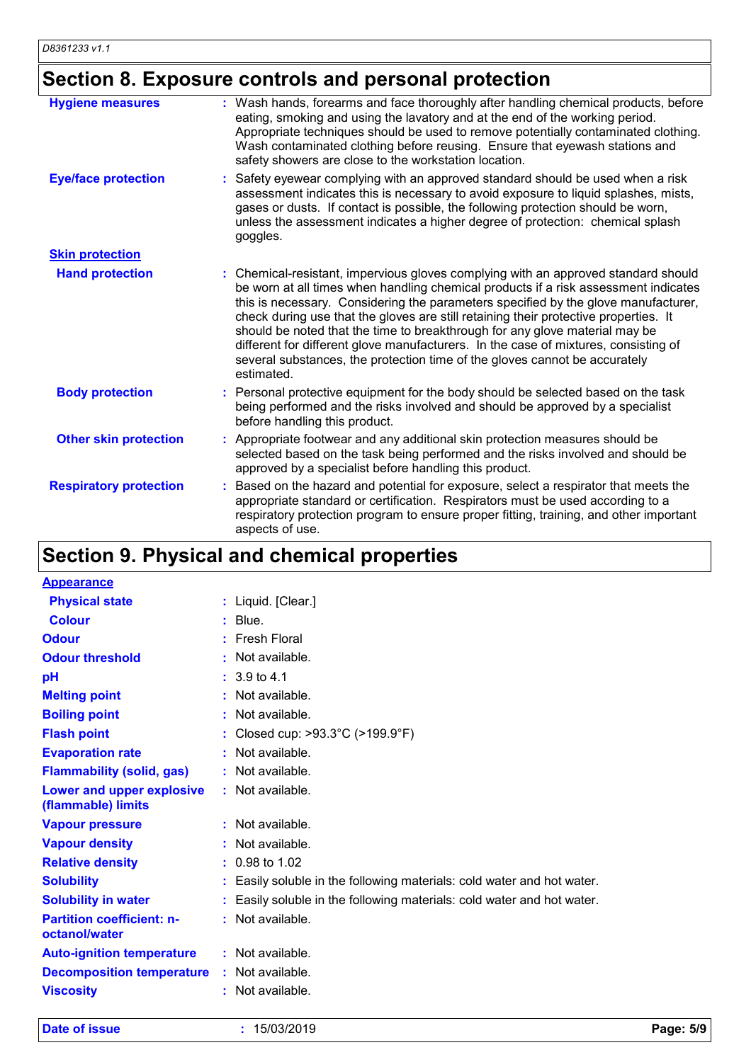## Section 8. Exposure controls and personal protection

| | |
|---|---|
| **Hygiene measures** | : Wash hands, forearms and face thoroughly after handling chemical products, before eating, smoking and using the lavatory and at the end of the working period. Appropriate techniques should be used to remove potentially contaminated clothing. Wash contaminated clothing before reusing. Ensure that eyewash stations and safety showers are close to the workstation location. |
| **Eye/face protection** | : Safety eyewear complying with an approved standard should be used when a risk assessment indicates this is necessary to avoid exposure to liquid splashes, mists, gases or dusts. If contact is possible, the following protection should be worn, unless the assessment indicates a higher degree of protection: chemical splash goggles. |
| **Skin protection** | |
| **Hand protection** | : Chemical-resistant, impervious gloves complying with an approved standard should be worn at all times when handling chemical products if a risk assessment indicates this is necessary. Considering the parameters specified by the glove manufacturer, check during use that the gloves are still retaining their protective properties. It should be noted that the time to breakthrough for any glove material may be different for different glove manufacturers. In the case of mixtures, consisting of several substances, the protection time of the gloves cannot be accurately estimated. |
| **Body protection** | : Personal protective equipment for the body should be selected based on the task being performed and the risks involved and should be approved by a specialist before handling this product. |
| **Other skin protection** | : Appropriate footwear and any additional skin protection measures should be selected based on the task being performed and the risks involved and should be approved by a specialist before handling this product. |
| **Respiratory protection** | : Based on the hazard and potential for exposure, select a respirator that meets the appropriate standard or certification. Respirators must be used according to a respiratory protection program to ensure proper fitting, training, and other important aspects of use. |

## Section 9. Physical and chemical properties

| | |
|---|---|
| **Appearance** | |
| **Physical state** | : Liquid. [Clear.] |
| **Colour** | : Blue. |
| **Odour** | : Fresh Floral |
| **Odour threshold** | : Not available. |
| **pH** | : 3.9 to 4.1 |
| **Melting point** | : Not available. |
| **Boiling point** | : Not available. |
| **Flash point** | : Closed cup: >93.3°C (>199.9°F) |
| **Evaporation rate** | : Not available. |
| **Flammability (solid, gas)** | : Not available. |
| **Lower and upper explosive (flammable) limits** | : Not available. |
| **Vapour pressure** | : Not available. |
| **Vapour density** | : Not available. |
| **Relative density** | : 0.98 to 1.02 |
| **Solubility** | : Easily soluble in the following materials: cold water and hot water. |
| **Solubility in water** | : Easily soluble in the following materials: cold water and hot water. |
| **Partition coefficient: n-octanol/water** | : Not available. |
| **Auto-ignition temperature** | : Not available. |
| **Decomposition temperature** | : Not available. |
| **Viscosity** | : Not available. |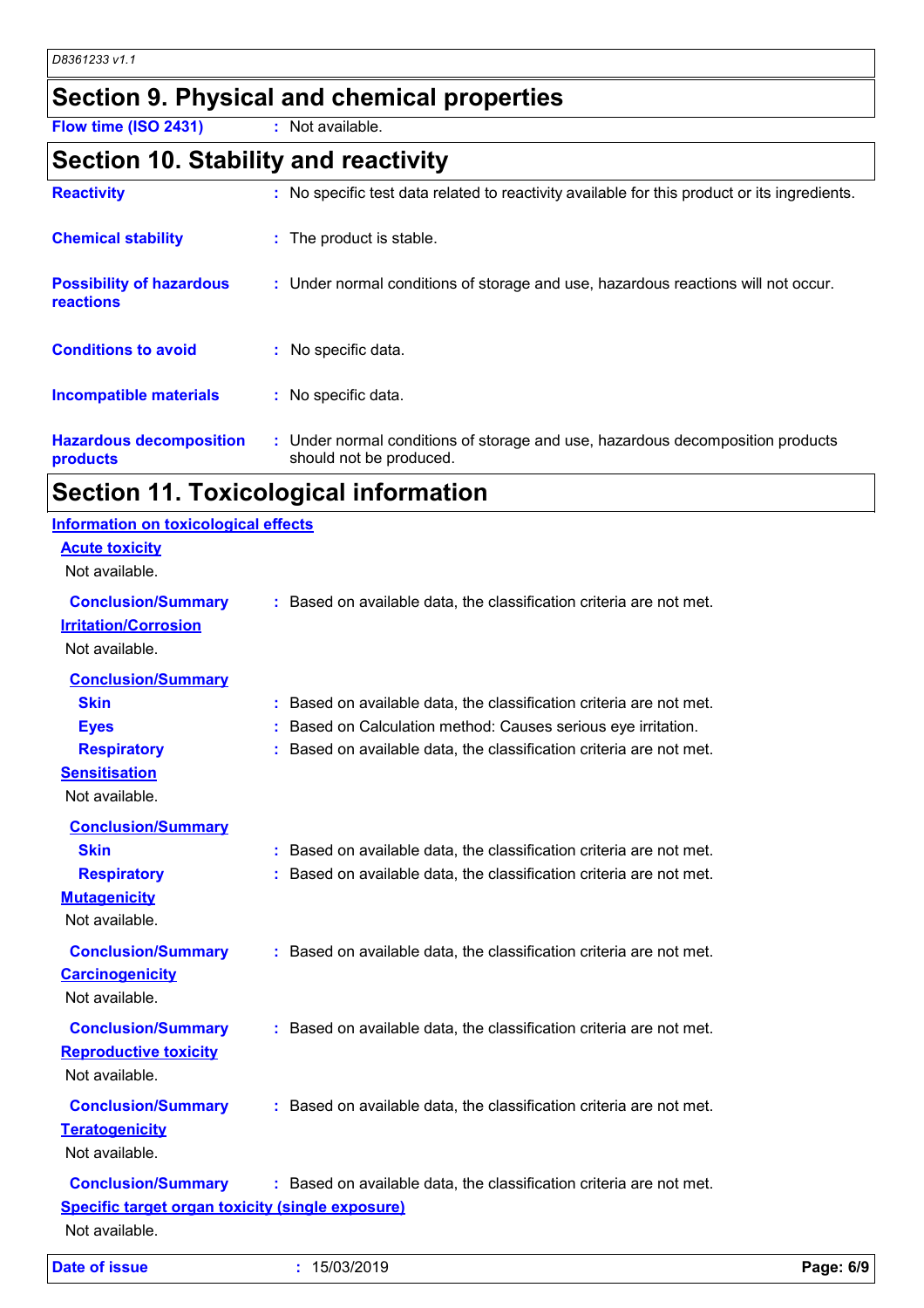## Section 9. Physical and chemical properties

**Flow time (ISO 2431)** : Not available.

## Section 10. Stability and reactivity

**Reactivity** : No specific test data related to reactivity available for this product or its ingredients.

**Chemical stability** : The product is stable.

**Possibility of hazardous reactions** : Under normal conditions of storage and use, hazardous reactions will not occur.

**Conditions to avoid** : No specific data.

**Incompatible materials** : No specific data.

**Hazardous decomposition products** : Under normal conditions of storage and use, hazardous decomposition products should not be produced.

## Section 11. Toxicological information

### Information on toxicological effects

**Acute toxicity**

Not available.

**Conclusion/Summary** : Based on available data, the classification criteria are not met.

**Irritation/Corrosion**

Not available.

**Conclusion/Summary**

- **Skin** : Based on available data, the classification criteria are not met.
- **Eyes** : Based on Calculation method: Causes serious eye irritation.
- **Respiratory** : Based on available data, the classification criteria are not met.

**Sensitisation**

Not available.

**Conclusion/Summary**

- **Skin** : Based on available data, the classification criteria are not met.
- **Respiratory** : Based on available data, the classification criteria are not met.

**Mutagenicity**

Not available.

**Conclusion/Summary** : Based on available data, the classification criteria are not met.

**Carcinogenicity**

Not available.

**Conclusion/Summary** : Based on available data, the classification criteria are not met.

**Reproductive toxicity**

Not available.

**Conclusion/Summary** : Based on available data, the classification criteria are not met.

**Teratogenicity**

Not available.

**Conclusion/Summary** : Based on available data, the classification criteria are not met.

**Specific target organ toxicity (single exposure)**

Not available.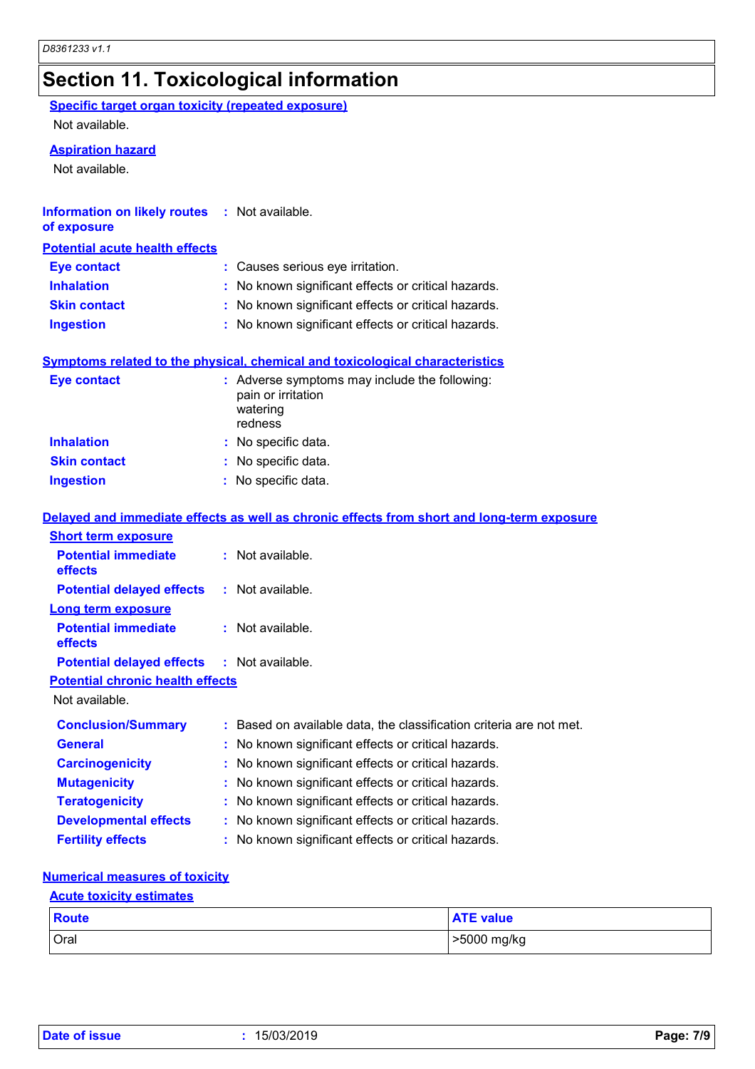# Section 11. Toxicological information

**Specific target organ toxicity (repeated exposure)**

Not available.

**Aspiration hazard**

Not available.

**Information on likely routes of exposure** : Not available.

**Potential acute health effects**

**Eye contact** : Causes serious eye irritation.

**Inhalation** : No known significant effects or critical hazards.

**Skin contact** : No known significant effects or critical hazards.

**Ingestion** : No known significant effects or critical hazards.

**Symptoms related to the physical, chemical and toxicological characteristics**

**Eye contact** : Adverse symptoms may include the following:
pain or irritation
watering
redness

**Inhalation** : No specific data.

**Skin contact** : No specific data.

**Ingestion** : No specific data.

**Delayed and immediate effects as well as chronic effects from short and long-term exposure**

**Short term exposure**

**Potential immediate effects** : Not available.

**Potential delayed effects** : Not available.

**Long term exposure**

**Potential immediate effects** : Not available.

**Potential delayed effects** : Not available.

**Potential chronic health effects**

Not available.

**Conclusion/Summary** : Based on available data, the classification criteria are not met.

**General** : No known significant effects or critical hazards.

**Carcinogenicity** : No known significant effects or critical hazards.

**Mutagenicity** : No known significant effects or critical hazards.

**Teratogenicity** : No known significant effects or critical hazards.

**Developmental effects** : No known significant effects or critical hazards.

**Fertility effects** : No known significant effects or critical hazards.

**Numerical measures of toxicity**

**Acute toxicity estimates**

| Route | ATE value |
|---|---|
| Oral | >5000 mg/kg |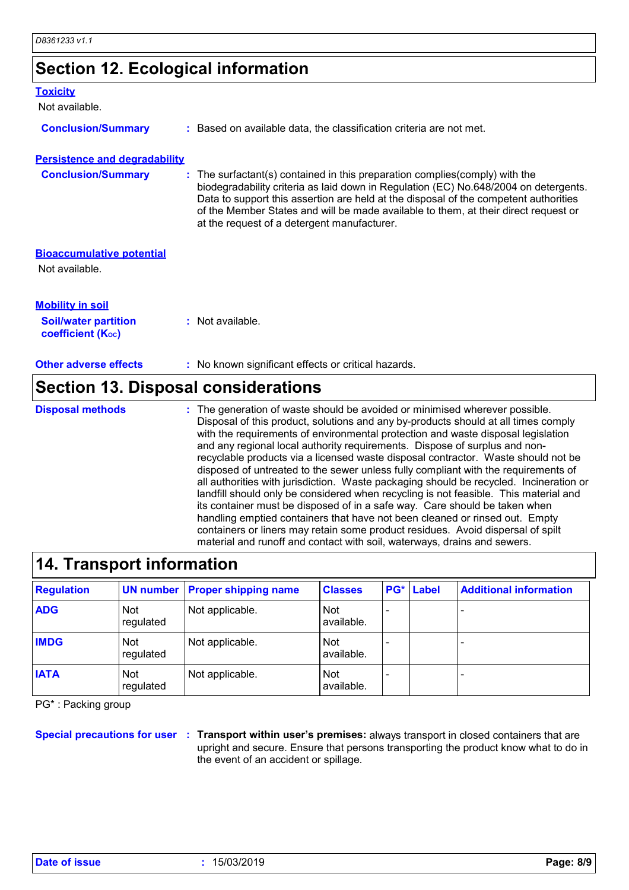## Section 12. Ecological information

### Toxicity

Not available.

**Conclusion/Summary** : Based on available data, the classification criteria are not met.

### Persistence and degradability

**Conclusion/Summary** : The surfactant(s) contained in this preparation complies(comply) with the biodegradability criteria as laid down in Regulation (EC) No.648/2004 on detergents. Data to support this assertion are held at the disposal of the competent authorities of the Member States and will be made available to them, at their direct request or at the request of a detergent manufacturer.

### Bioaccumulative potential

Not available.

### Mobility in soil

**Soil/water partition coefficient ($K_{OC}$)** : Not available.

**Other adverse effects** : No known significant effects or critical hazards.

## Section 13. Disposal considerations

**Disposal methods** : The generation of waste should be avoided or minimised wherever possible. Disposal of this product, solutions and any by-products should at all times comply with the requirements of environmental protection and waste disposal legislation and any regional local authority requirements. Dispose of surplus and non-recyclable products via a licensed waste disposal contractor. Waste should not be disposed of untreated to the sewer unless fully compliant with the requirements of all authorities with jurisdiction. Waste packaging should be recycled. Incineration or landfill should only be considered when recycling is not feasible. This material and its container must be disposed of in a safe way. Care should be taken when handling emptied containers that have not been cleaned or rinsed out. Empty containers or liners may retain some product residues. Avoid dispersal of spilt material and runoff and contact with soil, waterways, drains and sewers.

## 14. Transport information

| Regulation | UN number | Proper shipping name | Classes | PG* | Label | Additional information |
|---|---|---|---|---|---|---|
| ADG | Not regulated | Not applicable. | Not available. | - | | - |
| IMDG | Not regulated | Not applicable. | Not available. | - | | - |
| IATA | Not regulated | Not applicable. | Not available. | - | | - |

PG* : Packing group

**Special precautions for user** : **Transport within user's premises:** always transport in closed containers that are upright and secure. Ensure that persons transporting the product know what to do in the event of an accident or spillage.

Date of issue : 15/03/2019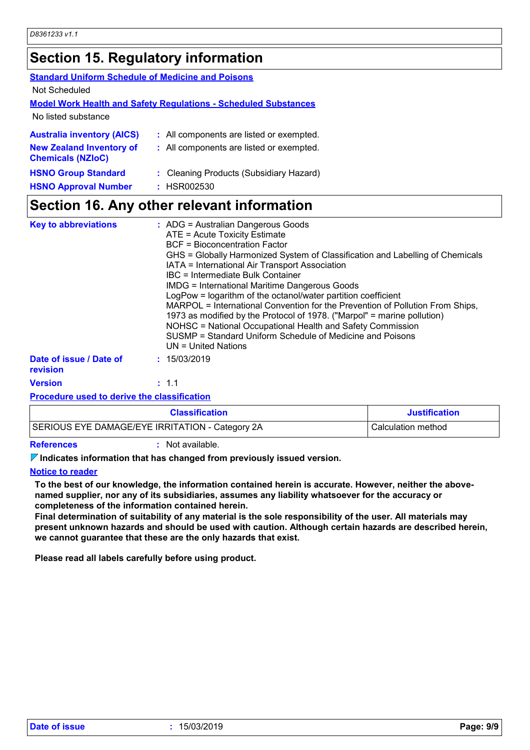## Section 15. Regulatory information

**Standard Uniform Schedule of Medicine and Poisons**

Not Scheduled

**Model Work Health and Safety Regulations - Scheduled Substances**

No listed substance

**Australia inventory (AICS)** : All components are listed or exempted.

**New Zealand Inventory of Chemicals (NZIoC)** : All components are listed or exempted.

**HSNO Group Standard** : Cleaning Products (Subsidiary Hazard)

**HSNO Approval Number** : HSR002530

## Section 16. Any other relevant information

**Key to abbreviations** :
ADG = Australian Dangerous Goods
ATE = Acute Toxicity Estimate
BCF = Bioconcentration Factor
GHS = Globally Harmonized System of Classification and Labelling of Chemicals
IATA = International Air Transport Association
IBC = Intermediate Bulk Container
IMDG = International Maritime Dangerous Goods
LogPow = logarithm of the octanol/water partition coefficient
MARPOL = International Convention for the Prevention of Pollution From Ships, 1973 as modified by the Protocol of 1978. ("Marpol" = marine pollution)
NOHSC = National Occupational Health and Safety Commission
SUSMP = Standard Uniform Schedule of Medicine and Poisons
UN = United Nations

**Date of issue / Date of revision** : 15/03/2019

**Version** : 1.1

**Procedure used to derive the classification**

| Classification | Justification |
| --- | --- |
| SERIOUS EYE DAMAGE/EYE IRRITATION - Category 2A | Calculation method |

**References** : Not available.

**Indicates information that has changed from previously issued version.**

**Notice to reader**

**To the best of our knowledge, the information contained herein is accurate. However, neither the above-named supplier, nor any of its subsidiaries, assumes any liability whatsoever for the accuracy or completeness of the information contained herein.**
**Final determination of suitability of any material is the sole responsibility of the user. All materials may present unknown hazards and should be used with caution. Although certain hazards are described herein, we cannot guarantee that these are the only hazards that exist.**

**Please read all labels carefully before using product.**